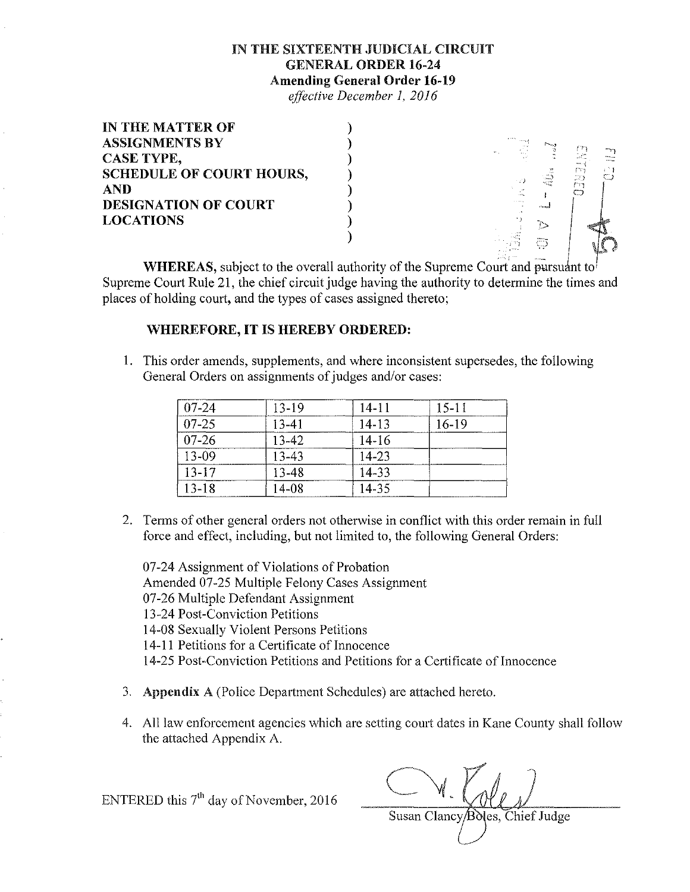# IN THE SIXTEENTH JUDICIAL CIRCUIT
## GENERAL ORDER 16-24
### Amending General Order 16-19
*effective December 1, 2016*

**IN THE MATTER OF** )
**ASSIGNMENTS BY** )
**CASE TYPE,** )
**SCHEDULE OF COURT HOURS,** )
**AND** )
**DESIGNATION OF COURT** )
**LOCATIONS** )
)

**WHEREAS,** subject to the overall authority of the Supreme Court and pursuant to Supreme Court Rule 21, the chief circuit judge having the authority to determine the times and places of holding court, and the types of cases assigned thereto;

**WHEREFORE, IT IS HEREBY ORDERED:**

1. This order amends, supplements, and where inconsistent supersedes, the following General Orders on assignments of judges and/or cases:

| | | | |
|---|---|---|---|
| 07-24 | 13-19 | 14-11 | 15-11 |
| 07-25 | 13-41 | 14-13 | 16-19 |
| 07-26 | 13-42 | 14-16 | |
| 13-09 | 13-43 | 14-23 | |
| 13-17 | 13-48 | 14-33 | |
| 13-18 | 14-08 | 14-35 | |

2. Terms of other general orders not otherwise in conflict with this order remain in full force and effect, including, but not limited to, the following General Orders:

   07-24 Assignment of Violations of Probation
   Amended 07-25 Multiple Felony Cases Assignment
   07-26 Multiple Defendant Assignment
   13-24 Post-Conviction Petitions
   14-08 Sexually Violent Persons Petitions
   14-11 Petitions for a Certificate of Innocence
   14-25 Post-Conviction Petitions and Petitions for a Certificate of Innocence

3. **Appendix A** (Police Department Schedules) are attached hereto.

4. All law enforcement agencies which are setting court dates in Kane County shall follow the attached Appendix A.

ENTERED this 7th day of November, 2016

Susan Clancy Boles, Chief Judge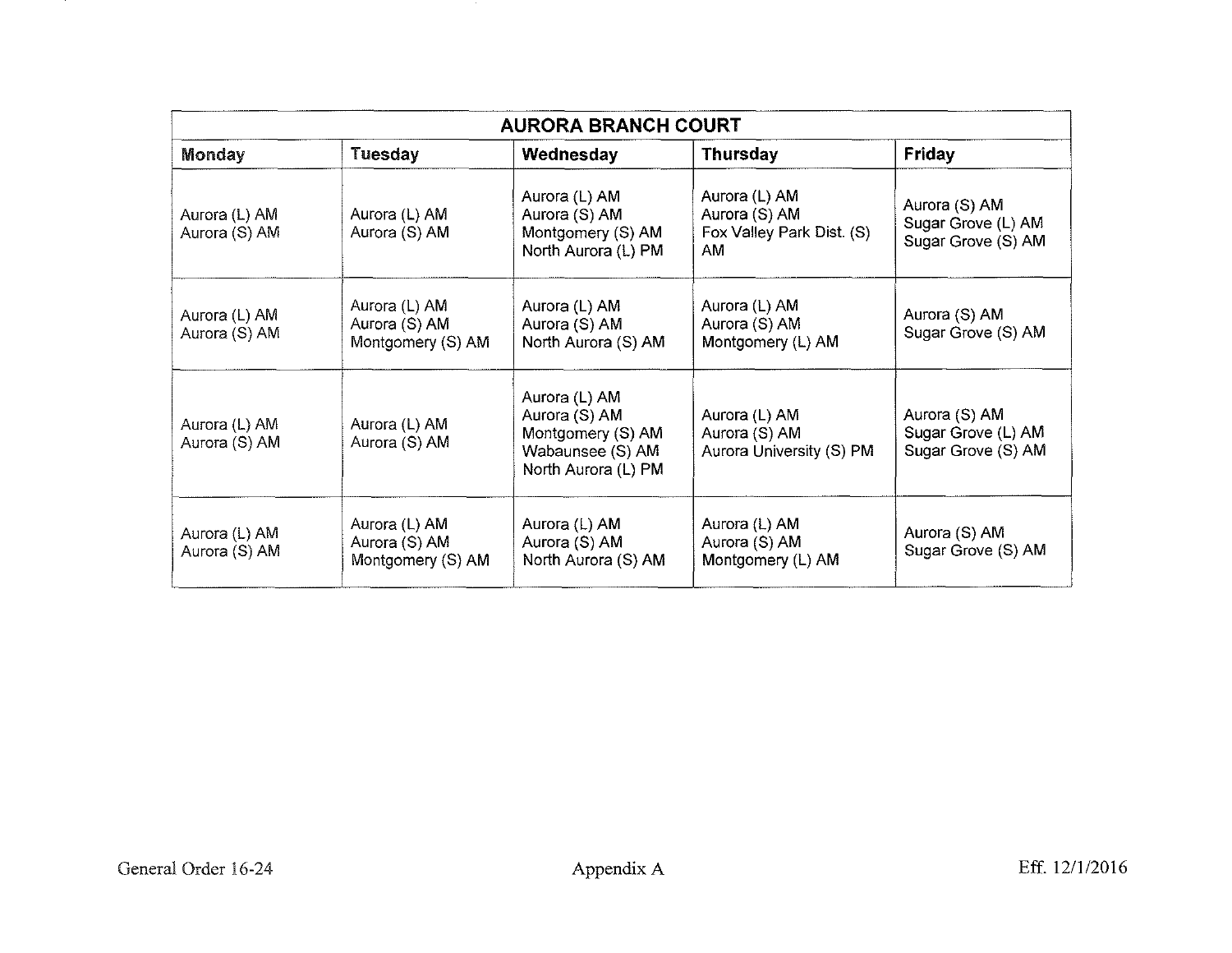| AURORA BRANCH COURT | | | | |
|---|---|---|---|---|
| **Monday** | **Tuesday** | **Wednesday** | **Thursday** | **Friday** |
| Aurora (L) AM<br>Aurora (S) AM | Aurora (L) AM<br>Aurora (S) AM | Aurora (L) AM<br>Aurora (S) AM<br>Montgomery (S) AM<br>North Aurora (L) PM | Aurora (L) AM<br>Aurora (S) AM<br>Fox Valley Park Dist. (S) AM | Aurora (S) AM<br>Sugar Grove (L) AM<br>Sugar Grove (S) AM |
| Aurora (L) AM<br>Aurora (S) AM | Aurora (L) AM<br>Aurora (S) AM<br>Montgomery (S) AM | Aurora (L) AM<br>Aurora (S) AM<br>North Aurora (S) AM | Aurora (L) AM<br>Aurora (S) AM<br>Montgomery (L) AM | Aurora (S) AM<br>Sugar Grove (S) AM |
| Aurora (L) AM<br>Aurora (S) AM | Aurora (L) AM<br>Aurora (S) AM | Aurora (L) AM<br>Aurora (S) AM<br>Montgomery (S) AM<br>Wabaunsee (S) AM<br>North Aurora (L) PM | Aurora (L) AM<br>Aurora (S) AM<br>Aurora University (S) PM | Aurora (S) AM<br>Sugar Grove (L) AM<br>Sugar Grove (S) AM |
| Aurora (L) AM<br>Aurora (S) AM | Aurora (L) AM<br>Aurora (S) AM<br>Montgomery (S) AM | Aurora (L) AM<br>Aurora (S) AM<br>North Aurora (S) AM | Aurora (L) AM<br>Aurora (S) AM<br>Montgomery (L) AM | Aurora (S) AM<br>Sugar Grove (S) AM |

General Order 16-24 Appendix A Eff. 12/1/2016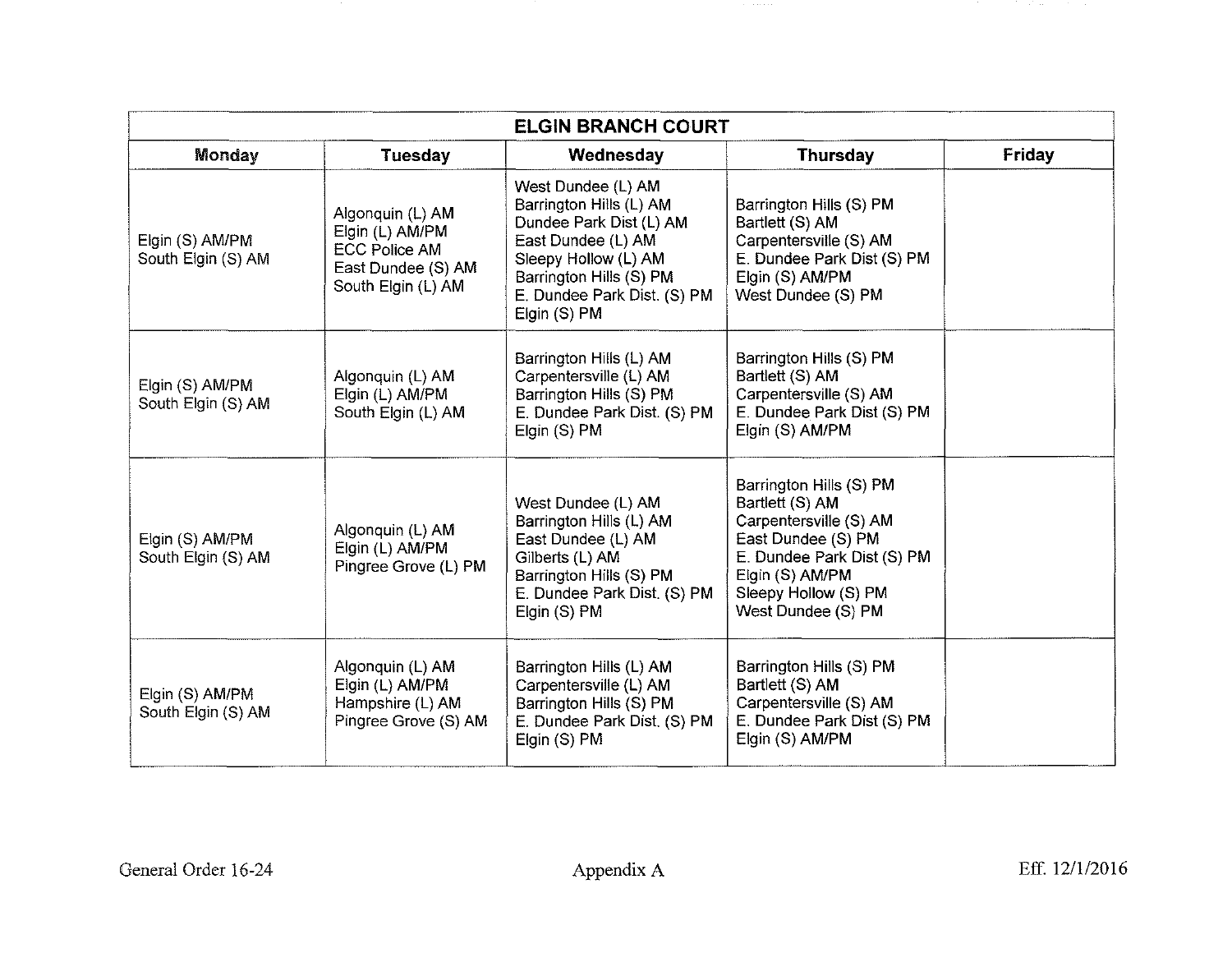| ELGIN BRANCH COURT | | | | |
|---|---|---|---|---|
| **Monday** | **Tuesday** | **Wednesday** | **Thursday** | **Friday** |
| Elgin (S) AM/PM<br>South Elgin (S) AM | Algonquin (L) AM<br>Elgin (L) AM/PM<br>ECC Police AM<br>East Dundee (S) AM<br>South Elgin (L) AM | West Dundee (L) AM<br>Barrington Hills (L) AM<br>Dundee Park Dist (L) AM<br>East Dundee (L) AM<br>Sleepy Hollow (L) AM<br>Barrington Hills (S) PM<br>E. Dundee Park Dist. (S) PM<br>Elgin (S) PM | Barrington Hills (S) PM<br>Bartlett (S) AM<br>Carpentersville (S) AM<br>E. Dundee Park Dist (S) PM<br>Elgin (S) AM/PM<br>West Dundee (S) PM | |
| Elgin (S) AM/PM<br>South Elgin (S) AM | Algonquin (L) AM<br>Elgin (L) AM/PM<br>South Elgin (L) AM | Barrington Hills (L) AM<br>Carpentersville (L) AM<br>Barrington Hills (S) PM<br>E. Dundee Park Dist. (S) PM<br>Elgin (S) PM | Barrington Hills (S) PM<br>Bartlett (S) AM<br>Carpentersville (S) AM<br>E. Dundee Park Dist (S) PM<br>Elgin (S) AM/PM | |
| Elgin (S) AM/PM<br>South Elgin (S) AM | Algonquin (L) AM<br>Elgin (L) AM/PM<br>Pingree Grove (L) PM | West Dundee (L) AM<br>Barrington Hills (L) AM<br>East Dundee (L) AM<br>Gilberts (L) AM<br>Barrington Hills (S) PM<br>E. Dundee Park Dist. (S) PM<br>Elgin (S) PM | Barrington Hills (S) PM<br>Bartlett (S) AM<br>Carpentersville (S) AM<br>East Dundee (S) PM<br>E. Dundee Park Dist (S) PM<br>Elgin (S) AM/PM<br>Sleepy Hollow (S) PM<br>West Dundee (S) PM | |
| Elgin (S) AM/PM<br>South Elgin (S) AM | Algonquin (L) AM<br>Elgin (L) AM/PM<br>Hampshire (L) AM<br>Pingree Grove (S) AM | Barrington Hills (L) AM<br>Carpentersville (L) AM<br>Barrington Hills (S) PM<br>E. Dundee Park Dist. (S) PM<br>Elgin (S) PM | Barrington Hills (S) PM<br>Bartlett (S) AM<br>Carpentersville (S) AM<br>E. Dundee Park Dist (S) PM<br>Elgin (S) AM/PM | |

General Order 16-24 Appendix A Eff. 12/1/2016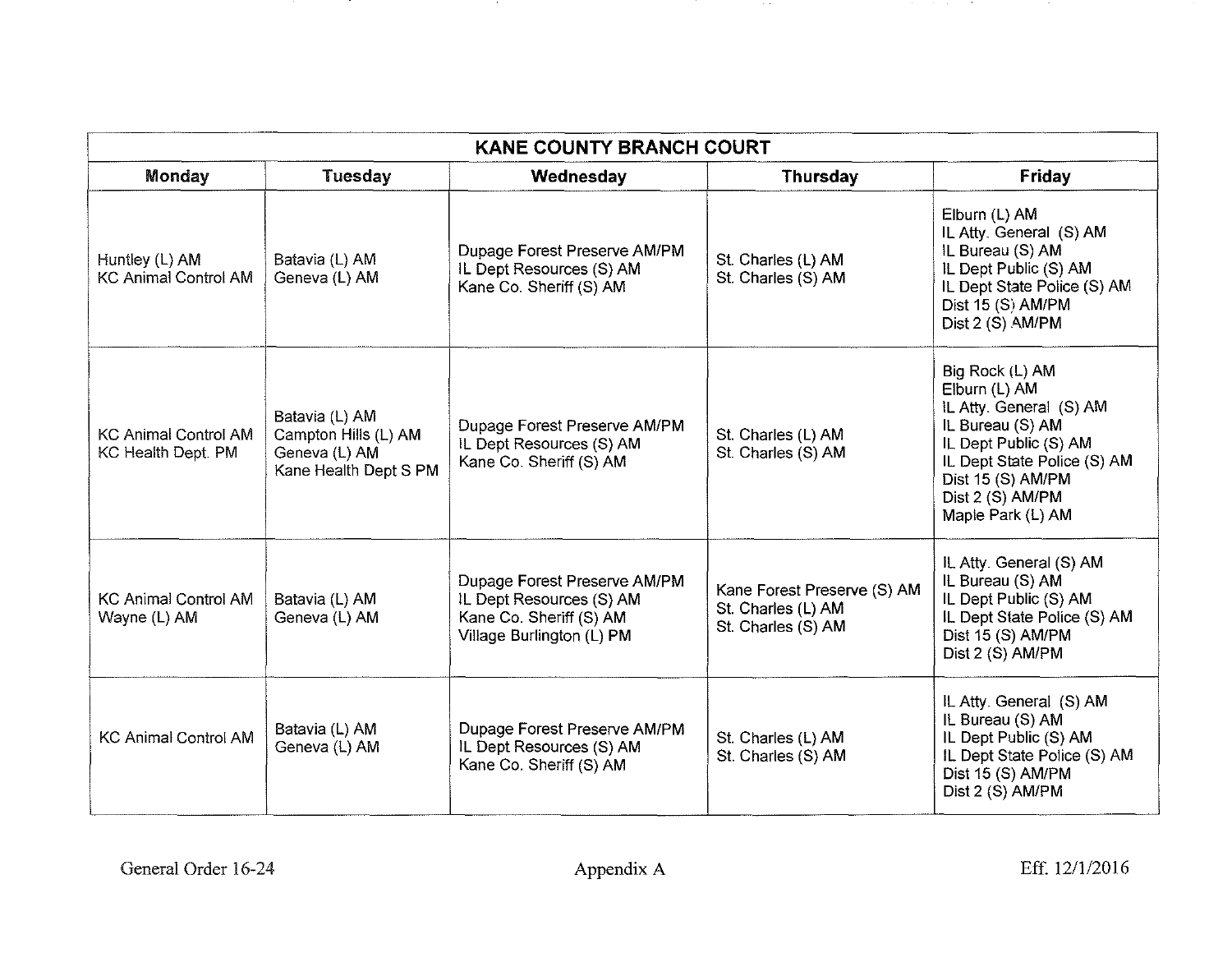| KANE COUNTY BRANCH COURT | | | | |
|---|---|---|---|---|
| **Monday** | **Tuesday** | **Wednesday** | **Thursday** | **Friday** |
| Huntley (L) AM<br>KC Animal Control AM | Batavia (L) AM<br>Geneva (L) AM | Dupage Forest Preserve AM/PM<br>IL Dept Resources (S) AM<br>Kane Co. Sheriff (S) AM | St. Charles (L) AM<br>St. Charles (S) AM | Elburn (L) AM<br>IL Atty. General (S) AM<br>IL Bureau (S) AM<br>IL Dept Public (S) AM<br>IL Dept State Police (S) AM<br>Dist 15 (S) AM/PM<br>Dist 2 (S) AM/PM |
| KC Animal Control AM<br>KC Health Dept. PM | Batavia (L) AM<br>Campton Hills (L) AM<br>Geneva (L) AM<br>Kane Health Dept S PM | Dupage Forest Preserve AM/PM<br>IL Dept Resources (S) AM<br>Kane Co. Sheriff (S) AM | St. Charles (L) AM<br>St. Charles (S) AM | Big Rock (L) AM<br>Elburn (L) AM<br>IL Atty. General (S) AM<br>IL Bureau (S) AM<br>IL Dept Public (S) AM<br>IL Dept State Police (S) AM<br>Dist 15 (S) AM/PM<br>Dist 2 (S) AM/PM<br>Maple Park (L) AM |
| KC Animal Control AM<br>Wayne (L) AM | Batavia (L) AM<br>Geneva (L) AM | Dupage Forest Preserve AM/PM<br>IL Dept Resources (S) AM<br>Kane Co. Sheriff (S) AM<br>Village Burlington (L) PM | Kane Forest Preserve (S) AM<br>St. Charles (L) AM<br>St. Charles (S) AM | IL Atty. General (S) AM<br>IL Bureau (S) AM<br>IL Dept Public (S) AM<br>IL Dept State Police (S) AM<br>Dist 15 (S) AM/PM<br>Dist 2 (S) AM/PM |
| KC Animal Control AM | Batavia (L) AM<br>Geneva (L) AM | Dupage Forest Preserve AM/PM<br>IL Dept Resources (S) AM<br>Kane Co. Sheriff (S) AM | St. Charles (L) AM<br>St. Charles (S) AM | IL Atty. General (S) AM<br>IL Bureau (S) AM<br>IL Dept Public (S) AM<br>IL Dept State Police (S) AM<br>Dist 15 (S) AM/PM<br>Dist 2 (S) AM/PM |

General Order 16-24 Appendix A Eff. 12/1/2016